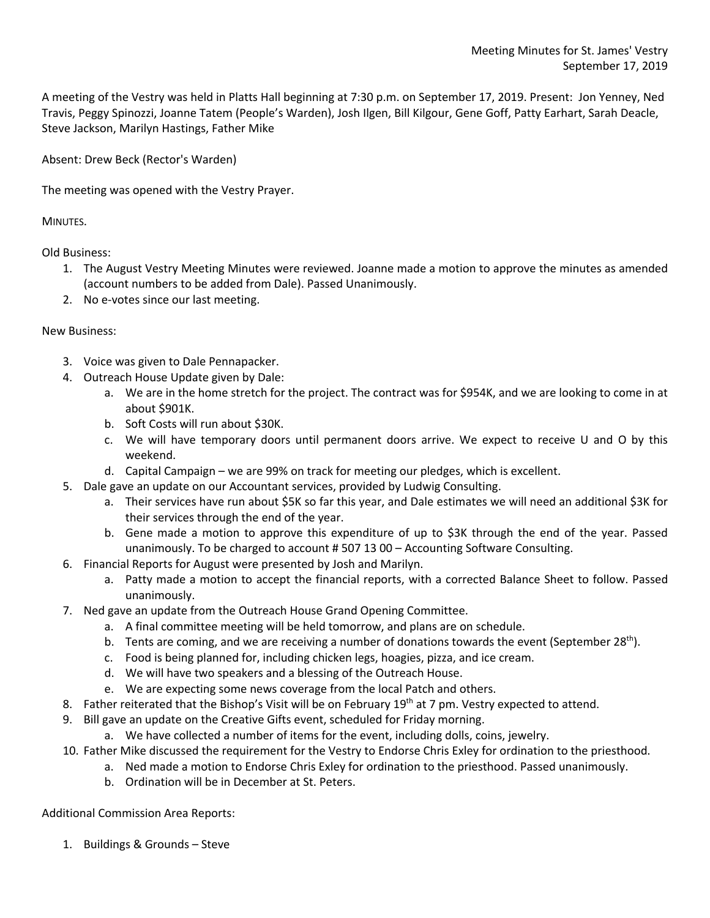Meeting Minutes for St. James' Vestry
September 17, 2019

A meeting of the Vestry was held in Platts Hall beginning at 7:30 p.m. on September 17, 2019. Present: Jon Yenney, Ned Travis, Peggy Spinozzi, Joanne Tatem (People's Warden), Josh Ilgen, Bill Kilgour, Gene Goff, Patty Earhart, Sarah Deacle, Steve Jackson, Marilyn Hastings, Father Mike

Absent: Drew Beck (Rector's Warden)

The meeting was opened with the Vestry Prayer.

MINUTES.

Old Business:

1. The August Vestry Meeting Minutes were reviewed. Joanne made a motion to approve the minutes as amended (account numbers to be added from Dale). Passed Unanimously.
2. No e-votes since our last meeting.

New Business:

3. Voice was given to Dale Pennapacker.
4. Outreach House Update given by Dale:
   a. We are in the home stretch for the project. The contract was for $954K, and we are looking to come in at about $901K.
   b. Soft Costs will run about $30K.
   c. We will have temporary doors until permanent doors arrive. We expect to receive U and O by this weekend.
   d. Capital Campaign – we are 99% on track for meeting our pledges, which is excellent.
5. Dale gave an update on our Accountant services, provided by Ludwig Consulting.
   a. Their services have run about $5K so far this year, and Dale estimates we will need an additional $3K for their services through the end of the year.
   b. Gene made a motion to approve this expenditure of up to $3K through the end of the year. Passed unanimously. To be charged to account # 507 13 00 – Accounting Software Consulting.
6. Financial Reports for August were presented by Josh and Marilyn.
   a. Patty made a motion to accept the financial reports, with a corrected Balance Sheet to follow. Passed unanimously.
7. Ned gave an update from the Outreach House Grand Opening Committee.
   a. A final committee meeting will be held tomorrow, and plans are on schedule.
   b. Tents are coming, and we are receiving a number of donations towards the event (September 28th).
   c. Food is being planned for, including chicken legs, hoagies, pizza, and ice cream.
   d. We will have two speakers and a blessing of the Outreach House.
   e. We are expecting some news coverage from the local Patch and others.
8. Father reiterated that the Bishop's Visit will be on February 19th at 7 pm. Vestry expected to attend.
9. Bill gave an update on the Creative Gifts event, scheduled for Friday morning.
   a. We have collected a number of items for the event, including dolls, coins, jewelry.
10. Father Mike discussed the requirement for the Vestry to Endorse Chris Exley for ordination to the priesthood.
    a. Ned made a motion to Endorse Chris Exley for ordination to the priesthood. Passed unanimously.
    b. Ordination will be in December at St. Peters.

Additional Commission Area Reports:

1. Buildings & Grounds – Steve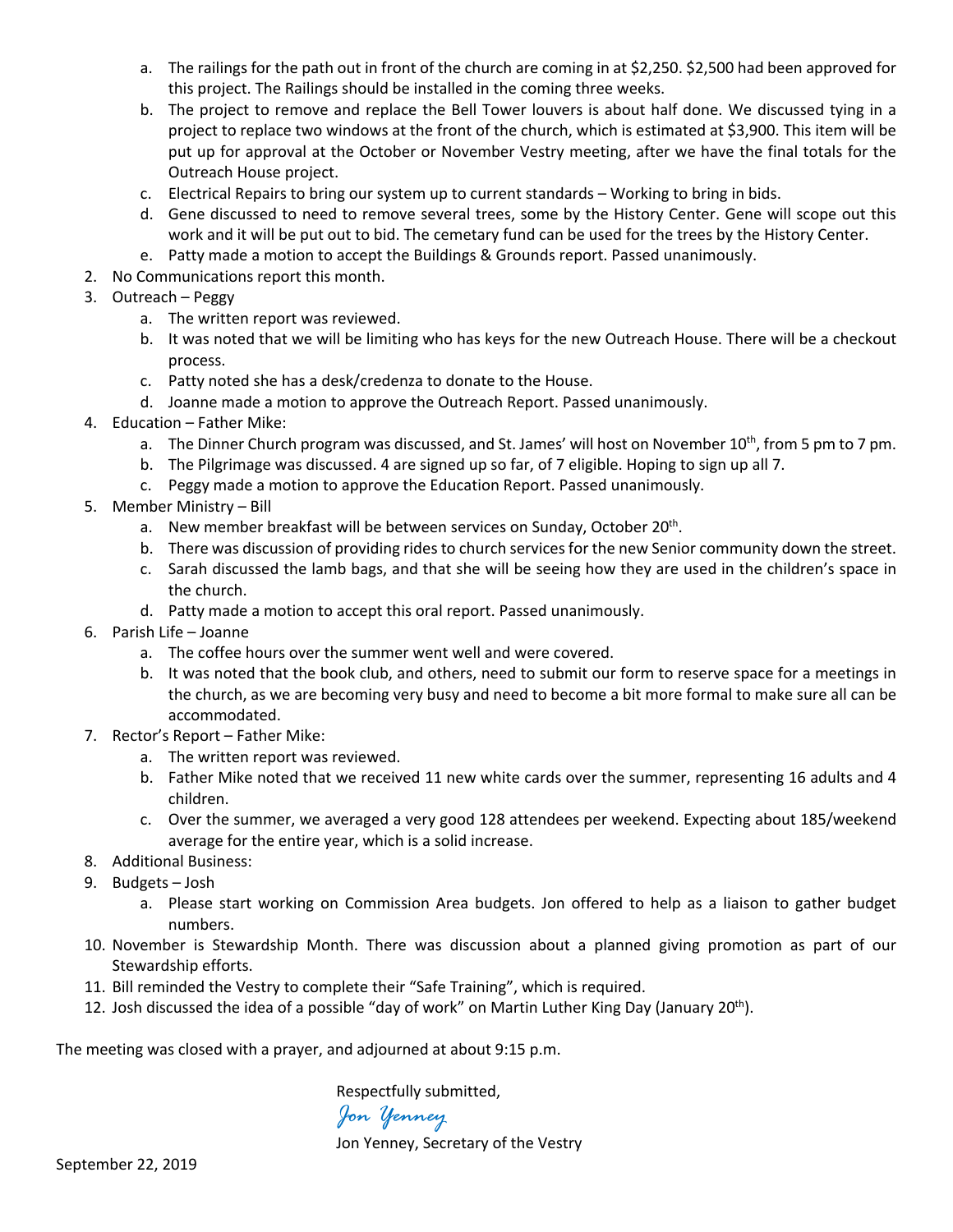a. The railings for the path out in front of the church are coming in at $2,250. $2,500 had been approved for this project. The Railings should be installed in the coming three weeks.
   b. The project to remove and replace the Bell Tower louvers is about half done. We discussed tying in a project to replace two windows at the front of the church, which is estimated at $3,900. This item will be put up for approval at the October or November Vestry meeting, after we have the final totals for the Outreach House project.
   c. Electrical Repairs to bring our system up to current standards – Working to bring in bids.
   d. Gene discussed to need to remove several trees, some by the History Center. Gene will scope out this work and it will be put out to bid. The cemetary fund can be used for the trees by the History Center.
   e. Patty made a motion to accept the Buildings & Grounds report. Passed unanimously.
2. No Communications report this month.
3. Outreach – Peggy
   a. The written report was reviewed.
   b. It was noted that we will be limiting who has keys for the new Outreach House. There will be a checkout process.
   c. Patty noted she has a desk/credenza to donate to the House.
   d. Joanne made a motion to approve the Outreach Report. Passed unanimously.
4. Education – Father Mike:
   a. The Dinner Church program was discussed, and St. James' will host on November 10th, from 5 pm to 7 pm.
   b. The Pilgrimage was discussed. 4 are signed up so far, of 7 eligible. Hoping to sign up all 7.
   c. Peggy made a motion to approve the Education Report. Passed unanimously.
5. Member Ministry – Bill
   a. New member breakfast will be between services on Sunday, October 20th.
   b. There was discussion of providing rides to church services for the new Senior community down the street.
   c. Sarah discussed the lamb bags, and that she will be seeing how they are used in the children's space in the church.
   d. Patty made a motion to accept this oral report. Passed unanimously.
6. Parish Life – Joanne
   a. The coffee hours over the summer went well and were covered.
   b. It was noted that the book club, and others, need to submit our form to reserve space for a meetings in the church, as we are becoming very busy and need to become a bit more formal to make sure all can be accommodated.
7. Rector's Report – Father Mike:
   a. The written report was reviewed.
   b. Father Mike noted that we received 11 new white cards over the summer, representing 16 adults and 4 children.
   c. Over the summer, we averaged a very good 128 attendees per weekend. Expecting about 185/weekend average for the entire year, which is a solid increase.
8. Additional Business:
9. Budgets – Josh
   a. Please start working on Commission Area budgets. Jon offered to help as a liaison to gather budget numbers.
10. November is Stewardship Month. There was discussion about a planned giving promotion as part of our Stewardship efforts.
11. Bill reminded the Vestry to complete their "Safe Training", which is required.
12. Josh discussed the idea of a possible "day of work" on Martin Luther King Day (January 20th).

The meeting was closed with a prayer, and adjourned at about 9:15 p.m.

Respectfully submitted,

*Jon Yenney*

Jon Yenney, Secretary of the Vestry

September 22, 2019